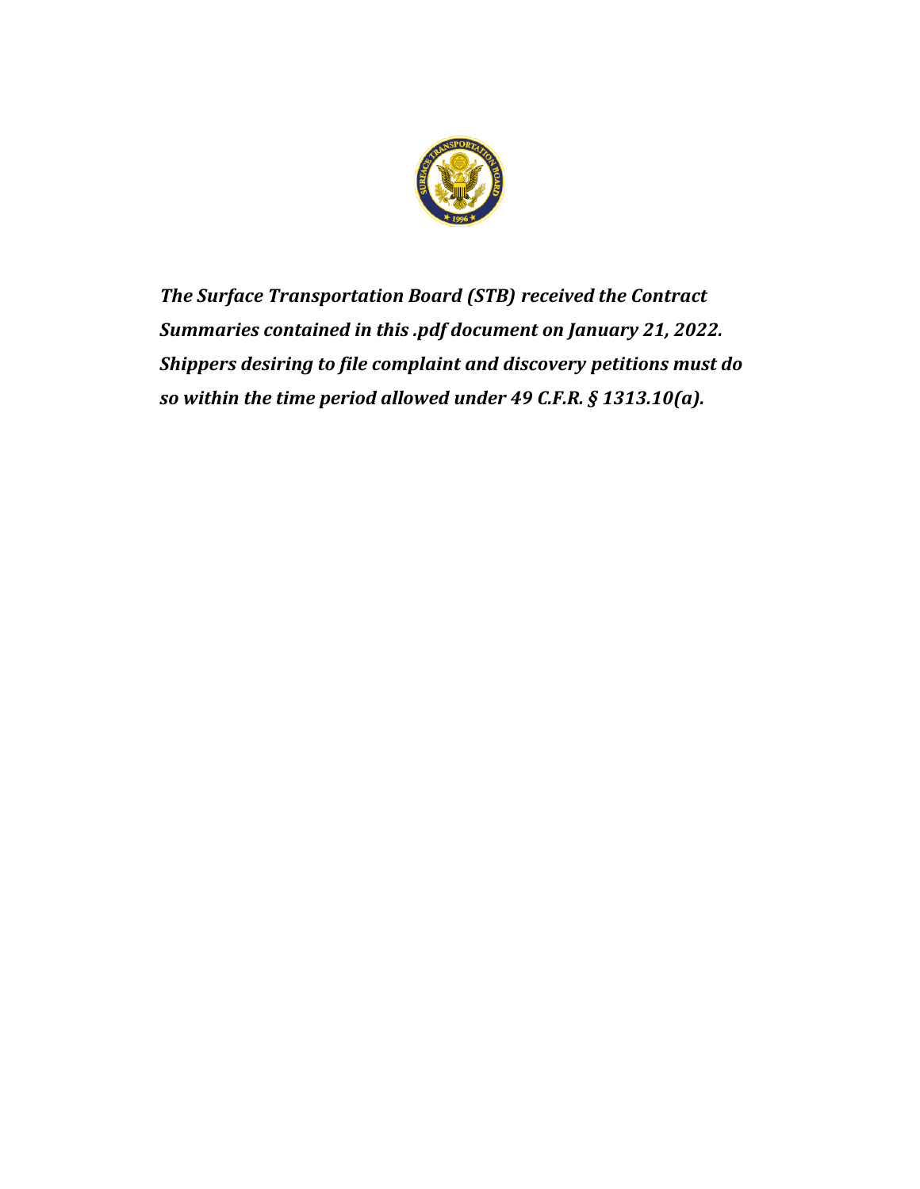***The Surface Transportation Board (STB) received the Contract Summaries contained in this .pdf document on January 21, 2022. Shippers desiring to file complaint and discovery petitions must do so within the time period allowed under 49 C.F.R. § 1313.10(a).***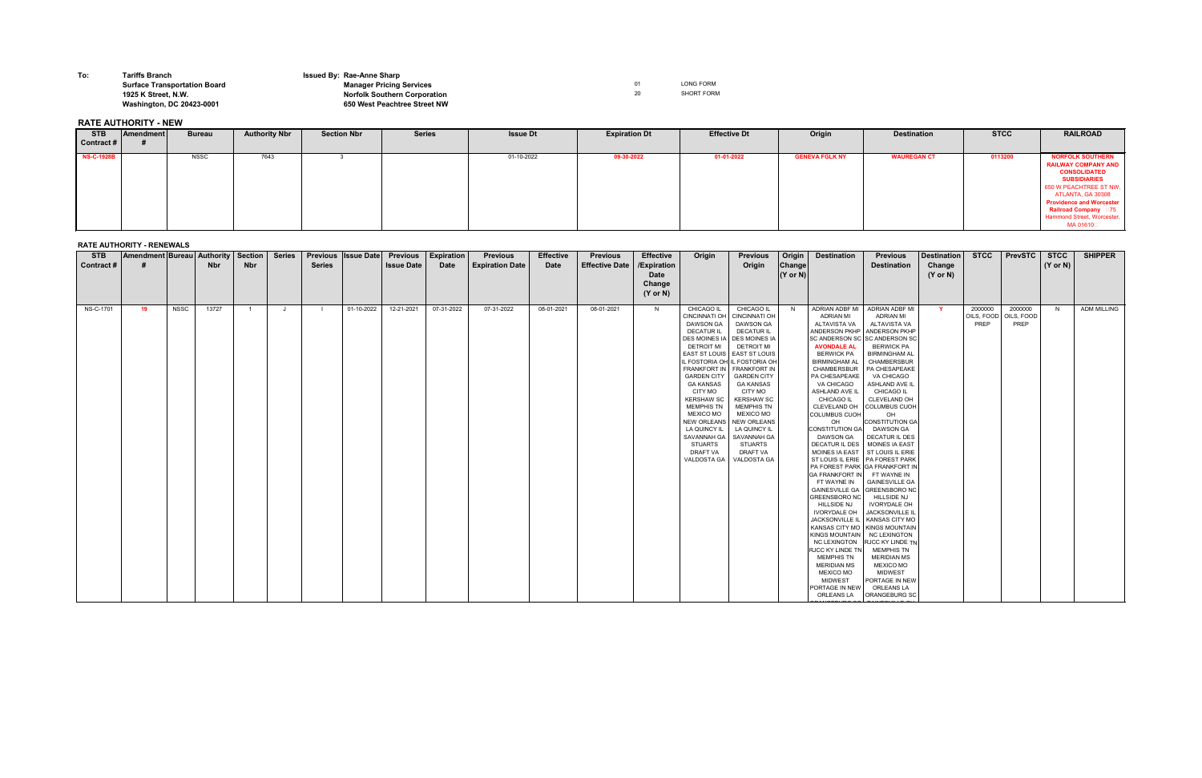To: **Tariffs Branch**
**Surface Transportation Board**
**1925 K Street, N.W.**
**Washington, DC 20423-0001**

Issued By: **Rae-Anne Sharp**
**Manager Pricing Services**
**Norfolk Southern Corporation**
**650 West Peachtree Street NW**

01 LONG FORM
20 SHORT FORM

## RATE AUTHORITY - NEW

| STB Contract # | Amendment # | Bureau | Authority Nbr | Section Nbr | Series | Issue Dt | Expiration Dt | Effective Dt | Origin | Destination | STCC | RAILROAD |
|---|---|---|---|---|---|---|---|---|---|---|---|---|
| NS-C-1928B | | NSSC | 7643 | 3 | | 01-10-2022 | 09-30-2022 | 01-01-2022 | GENEVA FGLK NY | WAUREGAN CT | 0113200 | NORFOLK SOUTHERN RAILWAY COMPANY AND CONSOLIDATED SUBSIDIARIES 650 W PEACHTREE ST NW, ATLANTA, GA 30308 Providence and Worcester Railroad Company . 75 Hammond Street, Worcester, MA 01610 |

## RATE AUTHORITY - RENEWALS

| STB Contract # | Amendment # | Bureau | Authority Nbr | Section Nbr | Series | Previous Series | Issue Date | Previous Issue Date | Expiration Date | Previous Expiration Date | Effective Date | Previous Effective Date | Effective /Expiration Date Change (Y or N) | Origin | Previous Origin | Origin Change (Y or N) | Destination | Previous Destination | Destination Change (Y or N) | STCC | PrevSTC | STCC (Y or N) | SHIPPER |
|---|---|---|---|---|---|---|---|---|---|---|---|---|---|---|---|---|---|---|---|---|---|---|---|
| NS-C-1701 | 19 | NSSC | 13727 | 1 | J | I | 01-10-2022 | 12-21-2021 | 07-31-2022 | 07-31-2022 | 08-01-2021 | 08-01-2021 | N | CHICAGO IL CINCINNATI OH DAWSON GA DECATUR IL DES MOINES IA DETROIT MI EAST ST LOUIS IL FOSTORIA OH FRANKFORT IN GARDEN CITY GA KANSAS CITY MO KERSHAW SC MEMPHIS TN MEXICO MO NEW ORLEANS LA QUINCY IL SAVANNAH GA STUARTS DRAFT VA VALDOSTA GA | CHICAGO IL CINCINNATI OH DAWSON GA DECATUR IL DES MOINES IA DETROIT MI EAST ST LOUIS IL FOSTORIA OH FRANKFORT IN GARDEN CITY GA KANSAS CITY MO KERSHAW SC MEMPHIS TN MEXICO MO NEW ORLEANS LA QUINCY IL SAVANNAH GA STUARTS DRAFT VA VALDOSTA GA | N | ADRIAN ADBF MI ADRIAN MI ALTAVISTA VA ANDERSON PKHP SC ANDERSON SC AVONDALE AL BERWICK PA BIRMINGHAM AL CHAMBERSBUR PA CHESAPEAKE VA CHICAGO ASHLAND AVE IL CHICAGO IL CLEVELAND OH COLUMBUS CUOH OH CONSTITUTION GA DAWSON GA DECATUR IL DES MOINES IA EAST ST LOUIS IL ERIE PA FOREST PARK GA FRANKFORT IN FT WAYNE IN GAINESVILLE GA GREENSBORO NC HILLSIDE NJ IVORYDALE OH JACKSONVILLE IL KANSAS CITY MO KINGS MOUNTAIN NC LEXINGTON RJCC KY LINDE TN MEMPHIS TN MERIDIAN MS MEXICO MO MIDWEST PORTAGE IN NEW ORLEANS LA | ADRIAN ADBF MI ADRIAN MI ALTAVISTA VA ANDERSON PKHP SC ANDERSON SC BERWICK PA BIRMINGHAM AL CHAMBERSBUR PA CHESAPEAKE VA CHICAGO ASHLAND AVE IL CHICAGO IL CLEVELAND OH COLUMBUS CUOH OH CONSTITUTION GA DAWSON GA DECATUR IL DES MOINES IA EAST ST LOUIS IL ERIE PA FOREST PARK GA FRANKFORT IN FT WAYNE IN GAINESVILLE GA GREENSBORO NC HILLSIDE NJ IVORYDALE OH JACKSONVILLE IL KANSAS CITY MO KINGS MOUNTAIN NC LEXINGTON RJCC KY LINDE TN MEMPHIS TN MERIDIAN MS MEXICO MO MIDWEST PORTAGE IN NEW ORLEANS LA ORANGEBURG SC | Y | 2000000 OILS, FOOD PREP | 2000000 OILS, FOOD PREP | N | ADM MILLING |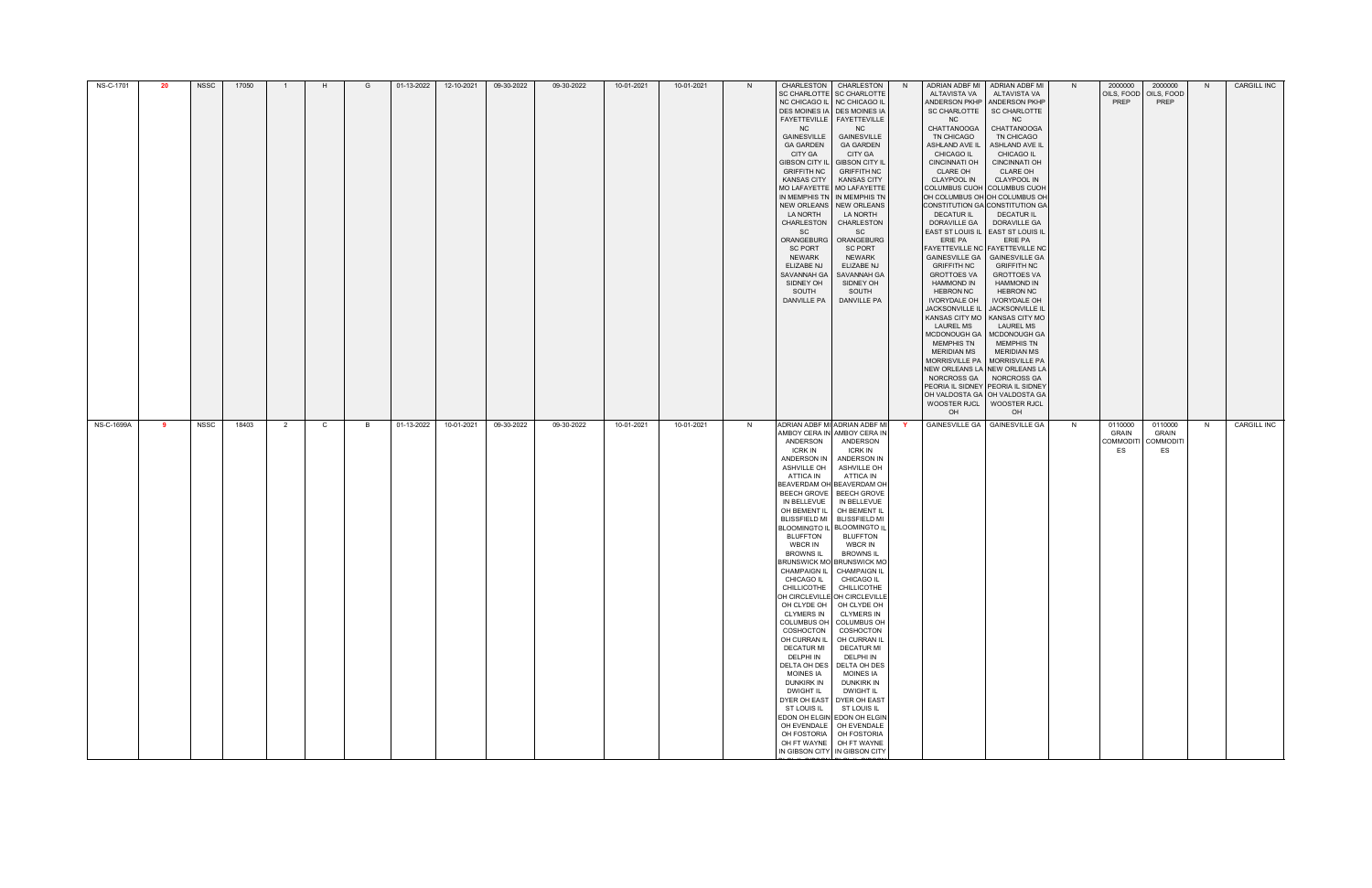| | | | | | | | | | | | | | | | | | | | | | | | | |
|---|---|---|---|---|---|---|---|---|---|---|---|---|---|---|---|---|---|---|---|---|---|---|---|---|
| NS-C-1701 | 20 | NSSC | 17050 | 1 | H | G | 01-13-2022 | 12-10-2021 | 09-30-2022 | 09-30-2022 | 10-01-2021 | 10-01-2021 | N | CHARLESTON SC CHARLOTTE NC CHICAGO IL DES MOINES IA FAYETTEVILLE NC GAINESVILLE GA GARDEN CITY GA GIBSON CITY IL GRIFFITH NC KANSAS CITY MO LAFAYETTE IN MEMPHIS TN NEW ORLEANS LA NORTH CHARLESTON SC ORANGEBURG SC PORT NEWARK ELIZABE NJ SAVANNAH GA SIDNEY OH SOUTH DANVILLE PA | CHARLESTON SC CHARLOTTE NC CHICAGO IL DES MOINES IA FAYETTEVILLE NC GAINESVILLE GA GARDEN CITY GA GIBSON CITY IL GRIFFITH NC KANSAS CITY MO LAFAYETTE IN MEMPHIS TN NEW ORLEANS LA NORTH CHARLESTON SC ORANGEBURG SC PORT NEWARK ELIZABE NJ SAVANNAH GA SIDNEY OH SOUTH DANVILLE PA | N | ADRIAN ADBF MI ALTAVISTA VA ANDERSON PKHP SC CHARLOTTE NC CHATTANOOGA TN CHICAGO ASHLAND AVE IL CHICAGO IL CINCINNATI OH CLARE OH CLAYPOOL IN COLUMBUS CUOH OH COLUMBUS OH CONSTITUTION GA DECATUR IL DORAVILLE GA EAST ST LOUIS IL ERIE PA FAYETTEVILLE NC GAINESVILLE GA GRIFFITH NC GROTTOES VA HAMMOND IN HEBRON NC IVORYDALE OH JACKSONVILLE IL KANSAS CITY MO LAUREL MS MCDONOUGH GA MEMPHIS TN MERIDIAN MS MORRISVILLE PA NEW ORLEANS LA NORCROSS GA PEORIA IL SIDNEY OH VALDOSTA GA WOOSTER RJCL OH | ADRIAN ADBF MI ALTAVISTA VA ANDERSON PKHP SC CHARLOTTE NC CHATTANOOGA TN CHICAGO ASHLAND AVE IL CHICAGO IL CINCINNATI OH CLARE OH CLAYPOOL IN COLUMBUS CUOH OH COLUMBUS OH CONSTITUTION GA DECATUR IL DORAVILLE GA EAST ST LOUIS IL ERIE PA FAYETTEVILLE NC GAINESVILLE GA GRIFFITH NC GROTTOES VA HAMMOND IN HEBRON NC IVORYDALE OH JACKSONVILLE IL KANSAS CITY MO LAUREL MS MCDONOUGH GA MEMPHIS TN MERIDIAN MS MORRISVILLE PA NEW ORLEANS LA NORCROSS GA PEORIA IL SIDNEY OH VALDOSTA GA WOOSTER RJCL OH | N | 2000000 OILS, FOOD PREP | 2000000 OILS, FOOD PREP | N | CARGILL INC |
| NS-C-1699A | 9 | NSSC | 18403 | 2 | C | B | 01-13-2022 | 10-01-2021 | 09-30-2022 | 09-30-2022 | 10-01-2021 | 10-01-2021 | N | ADRIAN ADBF MI AMBOY CERA IN ANDERSON ICRK IN ANDERSON IN ASHVILLE OH ATTICA IN BEAVERDAM OH BEECH GROVE IN BELLEVUE OH BEMENT IL BLISSFIELD MI BLOOMINGTO IL BLUFFTON WBCR IN BROWNS IL BRUNSWICK MO CHAMPAIGN IL CHICAGO IL CHILLICOTHE OH CIRCLEVILLE OH CLYDE OH CLYMERS IN COLUMBUS OH COSHOCTON OH CURRAN IL DECATUR MI DELPHI IN DELTA OH DES MOINES IA DUNKIRK IN DWIGHT IL DYER OH EAST ST LOUIS IL EDON OH ELGIN OH EVENDALE OH FOSTORIA OH FT WAYNE IN GIBSON CITY | ADRIAN ADBF MI AMBOY CERA IN ANDERSON ICRK IN ANDERSON IN ASHVILLE OH ATTICA IN BEAVERDAM OH BEECH GROVE IN BELLEVUE OH BEMENT IL BLISSFIELD MI BLOOMINGTO IL BLUFFTON WBCR IN BROWNS IL BRUNSWICK MO CHAMPAIGN IL CHICAGO IL CHILLICOTHE OH CIRCLEVILLE OH CLYDE OH CLYMERS IN COLUMBUS OH COSHOCTON OH CURRAN IL DECATUR MI DELPHI IN DELTA OH DES MOINES IA DUNKIRK IN DWIGHT IL DYER OH EAST ST LOUIS IL EDON OH ELGIN OH EVENDALE OH FOSTORIA OH FT WAYNE IN GIBSON CITY | Y | GAINESVILLE GA | GAINESVILLE GA | N | 0110000 GRAIN COMMODITIES | 0110000 GRAIN COMMODITIES | N | CARGILL INC |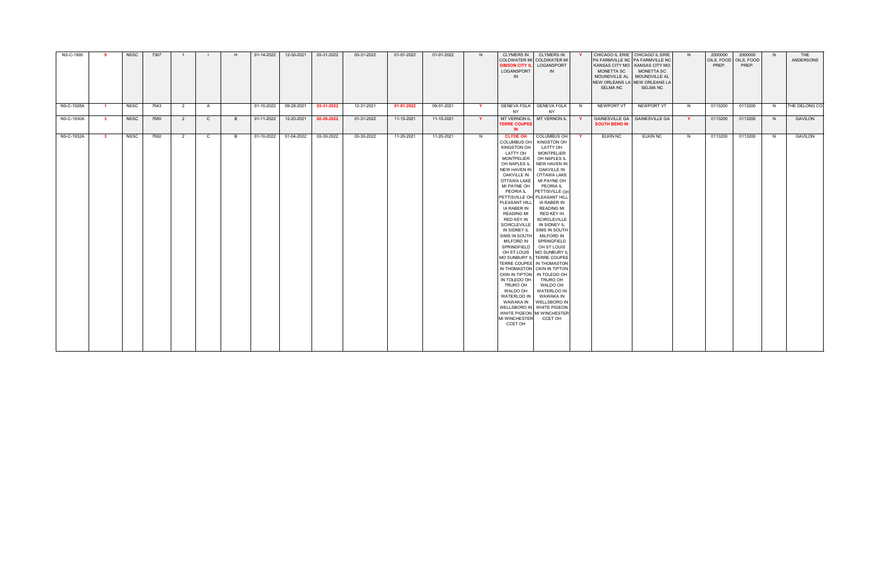| | | | | | | | | | | | | | | | | | | | | | | | | |
|---|---|---|---|---|---|---|---|---|---|---|---|---|---|---|---|---|---|---|---|---|---|---|---|---|
| NS-C-1905 | 9 | NSSC | 7367 | 1 | I | H | 01-14-2022 | 12-30-2021 | 03-31-2022 | 03-31-2022 | 01-01-2022 | 01-01-2022 | N | CLYMERS IN COLDWATER MI GIBSON CITY IL LOGANSPORT IN | CLYMERS IN COLDWATER MI LOGANSPORT IN | Y | CHICAGO IL ERIE PA FARMVILLE NC KANSAS CITY MO MONETTA SC MOUNDVILLE AL NEW ORLEANS LA SELMA NC | CHICAGO IL ERIE PA FARMVILLE NC KANSAS CITY MO MONETTA SC MOUNDVILLE AL NEW ORLEANS LA SELMA NC | N | 2000000 OILS, FOOD PREP. | 2000000 OILS, FOOD PREP. | N | THE ANDERSONS |
| NS-C-1928A | 1 | NSSC | 7643 | 2 | A | | 01-10-2022 | 09-28-2021 | 03-31-2022 | 12-31-2021 | 01-01-2022 | 09-01-2021 | Y | GENEVA FGLK NY | GENEVA FGLK NY | N | NEWPORT VT | NEWPORT VT | N | 0113200 | 0113200 | N | THE DELONG CO |
| NS-C-1930A | 3 | NSSC | 7685 | 2 | C | B | 01-11-2022 | 12-20-2021 | 02-28-2022 | 01-31-2022 | 11-15-2021 | 11-15-2021 | Y | MT VERNON IL TERRE COUPEE IN | MT VERNON IL | Y | GAINESVILLE GA SOUTH BEND IN | GAINESVILLE GA | Y | 0113200 | 0113200 | N | GAVILON |
| NS-C-1932A | 3 | NSSC | 7692 | 2 | C | B | 01-10-2022 | 01-04-2022 | 03-30-2022 | 03-30-2022 | 11-20-2021 | 11-20-2021 | N | CLYDE OH COLUMBUS OH KINGSTON OH LATTY OH MONTPELIER OH NAPLES IL NEW HAVEN IN OAKVILLE IN OTTAWA LAKE MI PAYNE OH PEORIA IL PETTISVILLE OH PLEASANT HILL IA RABER IN READING MI RED KEY IN SCIRCLEVILLE IN SIDNEY IL SIMS IN SOUTH MILFORD IN SPRINGFIELD OH ST LOUIS MO SUNBURY IL TERRE COUPEE IN THOMASTON CKIN IN TIPTON IN TOLEDO OH TRURO OH WALDO OH WATERLOO IN WAWAKA IN WELLSBORO IN WHITE PIGEON MI WINCHESTER CCET OH | COLUMBUS OH KINGSTON OH LATTY OH MONTPELIER OH NAPLES IL NEW HAVEN IN OAKVILLE IN OTTAWA LAKE MI PAYNE OH PEORIA IL PETTISVILLE OH PLEASANT HILL IA RABER IN READING MI RED KEY IN SCIRCLEVILLE IN SIDNEY IL SIMS IN SOUTH MILFORD IN SPRINGFIELD OH ST LOUIS MO SUNBURY IL TERRE COUPEE IN THOMASTON CKIN IN TIPTON IN TOLEDO OH TRURO OH WALDO OH WATERLOO IN WAWAKA IN WELLSBORO IN WHITE PIGEON MI WINCHESTER CCET OH | Y | ELKIN NC | ELKIN NC | N | 0113200 | 0113200 | N | GAVILON |